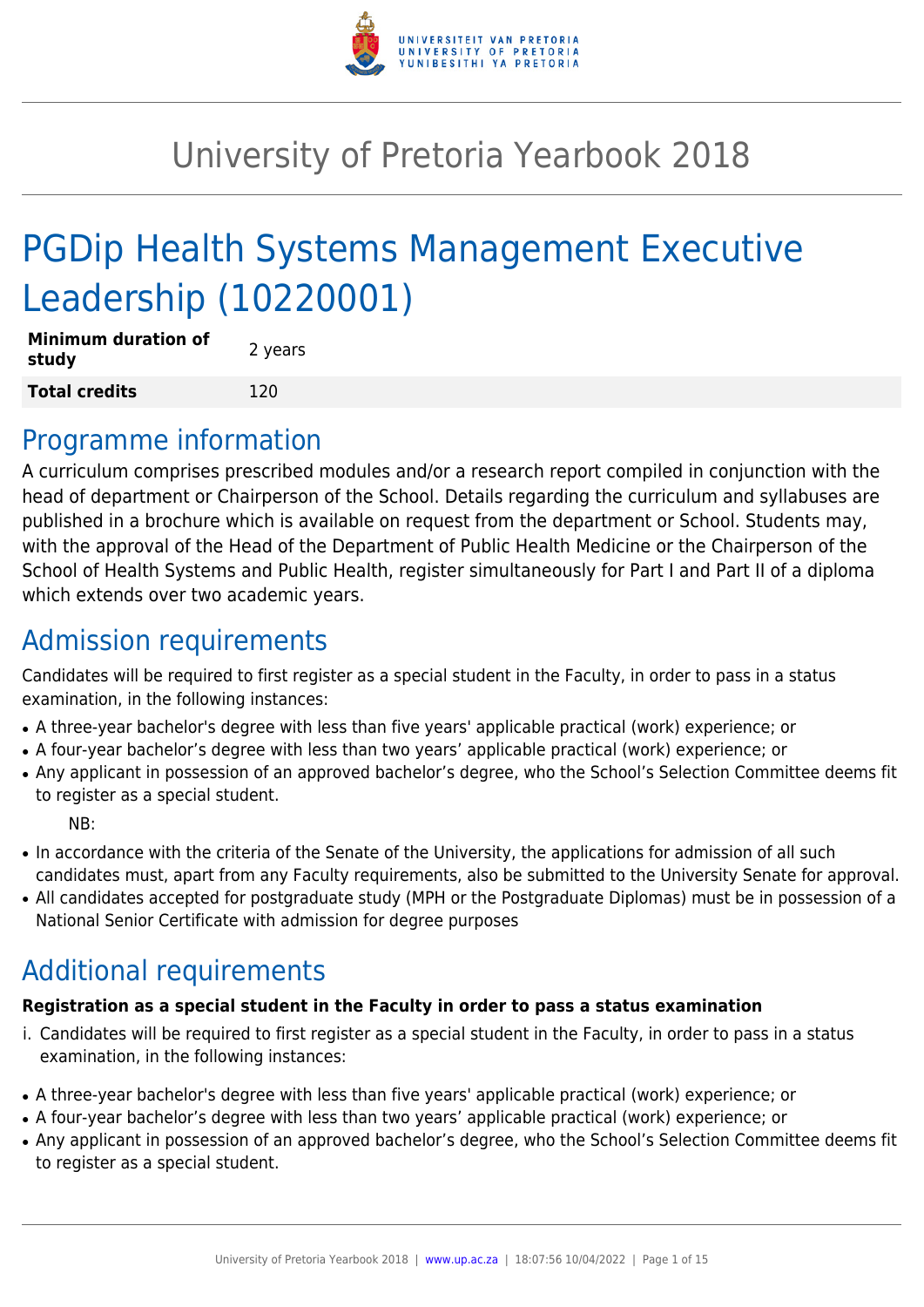# University of Pretoria Yearbook 2018

# PGDip Health Systems Management Executive Leadership (10220001)

| **Minimum duration of study** | 2 years |
|---|---|
| **Total credits** | 120 |

## Programme information

A curriculum comprises prescribed modules and/or a research report compiled in conjunction with the head of department or Chairperson of the School. Details regarding the curriculum and syllabuses are published in a brochure which is available on request from the department or School. Students may, with the approval of the Head of the Department of Public Health Medicine or the Chairperson of the School of Health Systems and Public Health, register simultaneously for Part I and Part II of a diploma which extends over two academic years.

## Admission requirements

Candidates will be required to first register as a special student in the Faculty, in order to pass in a status examination, in the following instances:

- A three-year bachelor's degree with less than five years' applicable practical (work) experience; or
- A four-year bachelor's degree with less than two years' applicable practical (work) experience; or
- Any applicant in possession of an approved bachelor's degree, who the School's Selection Committee deems fit to register as a special student.

NB:

- In accordance with the criteria of the Senate of the University, the applications for admission of all such candidates must, apart from any Faculty requirements, also be submitted to the University Senate for approval.
- All candidates accepted for postgraduate study (MPH or the Postgraduate Diplomas) must be in possession of a National Senior Certificate with admission for degree purposes

## Additional requirements

**Registration as a special student in the Faculty in order to pass a status examination**

i. Candidates will be required to first register as a special student in the Faculty, in order to pass in a status examination, in the following instances:

- A three-year bachelor's degree with less than five years' applicable practical (work) experience; or
- A four-year bachelor's degree with less than two years' applicable practical (work) experience; or
- Any applicant in possession of an approved bachelor's degree, who the School's Selection Committee deems fit to register as a special student.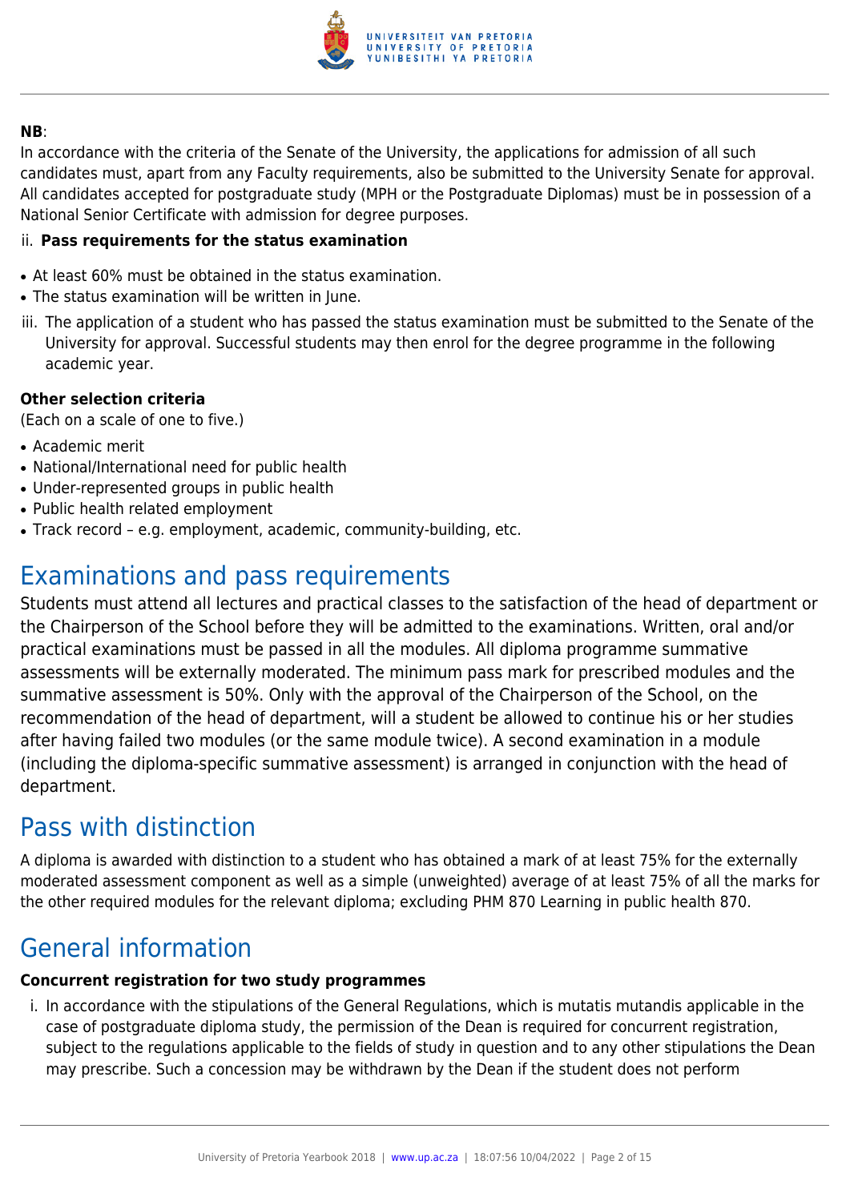**NB**:
In accordance with the criteria of the Senate of the University, the applications for admission of all such candidates must, apart from any Faculty requirements, also be submitted to the University Senate for approval. All candidates accepted for postgraduate study (MPH or the Postgraduate Diplomas) must be in possession of a National Senior Certificate with admission for degree purposes.

ii. **Pass requirements for the status examination**

- At least 60% must be obtained in the status examination.
- The status examination will be written in June.

iii. The application of a student who has passed the status examination must be submitted to the Senate of the University for approval. Successful students may then enrol for the degree programme in the following academic year.

**Other selection criteria**
(Each on a scale of one to five.)

- Academic merit
- National/International need for public health
- Under-represented groups in public health
- Public health related employment
- Track record – e.g. employment, academic, community-building, etc.

# Examinations and pass requirements

Students must attend all lectures and practical classes to the satisfaction of the head of department or the Chairperson of the School before they will be admitted to the examinations. Written, oral and/or practical examinations must be passed in all the modules. All diploma programme summative assessments will be externally moderated. The minimum pass mark for prescribed modules and the summative assessment is 50%. Only with the approval of the Chairperson of the School, on the recommendation of the head of department, will a student be allowed to continue his or her studies after having failed two modules (or the same module twice). A second examination in a module (including the diploma-specific summative assessment) is arranged in conjunction with the head of department.

# Pass with distinction

A diploma is awarded with distinction to a student who has obtained a mark of at least 75% for the externally moderated assessment component as well as a simple (unweighted) average of at least 75% of all the marks for the other required modules for the relevant diploma; excluding PHM 870 Learning in public health 870.

# General information

**Concurrent registration for two study programmes**

i. In accordance with the stipulations of the General Regulations, which is mutatis mutandis applicable in the case of postgraduate diploma study, the permission of the Dean is required for concurrent registration, subject to the regulations applicable to the fields of study in question and to any other stipulations the Dean may prescribe. Such a concession may be withdrawn by the Dean if the student does not perform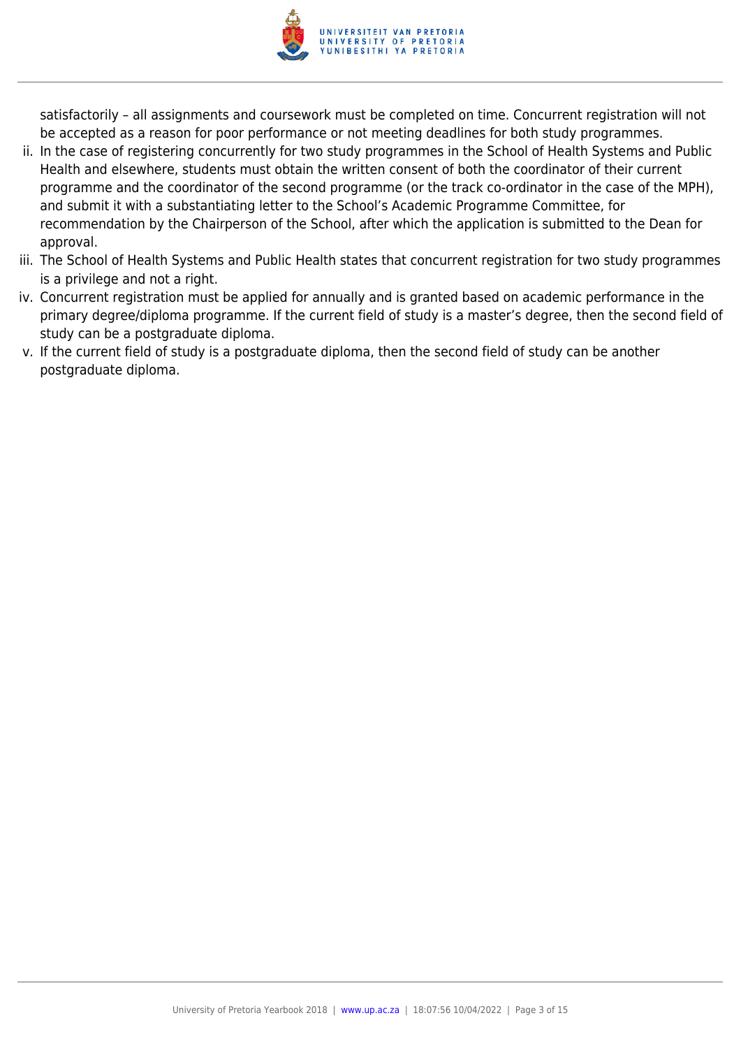satisfactorily – all assignments and coursework must be completed on time. Concurrent registration will not be accepted as a reason for poor performance or not meeting deadlines for both study programmes.

ii. In the case of registering concurrently for two study programmes in the School of Health Systems and Public Health and elsewhere, students must obtain the written consent of both the coordinator of their current programme and the coordinator of the second programme (or the track co-ordinator in the case of the MPH), and submit it with a substantiating letter to the School's Academic Programme Committee, for recommendation by the Chairperson of the School, after which the application is submitted to the Dean for approval.

iii. The School of Health Systems and Public Health states that concurrent registration for two study programmes is a privilege and not a right.

iv. Concurrent registration must be applied for annually and is granted based on academic performance in the primary degree/diploma programme. If the current field of study is a master's degree, then the second field of study can be a postgraduate diploma.

v. If the current field of study is a postgraduate diploma, then the second field of study can be another postgraduate diploma.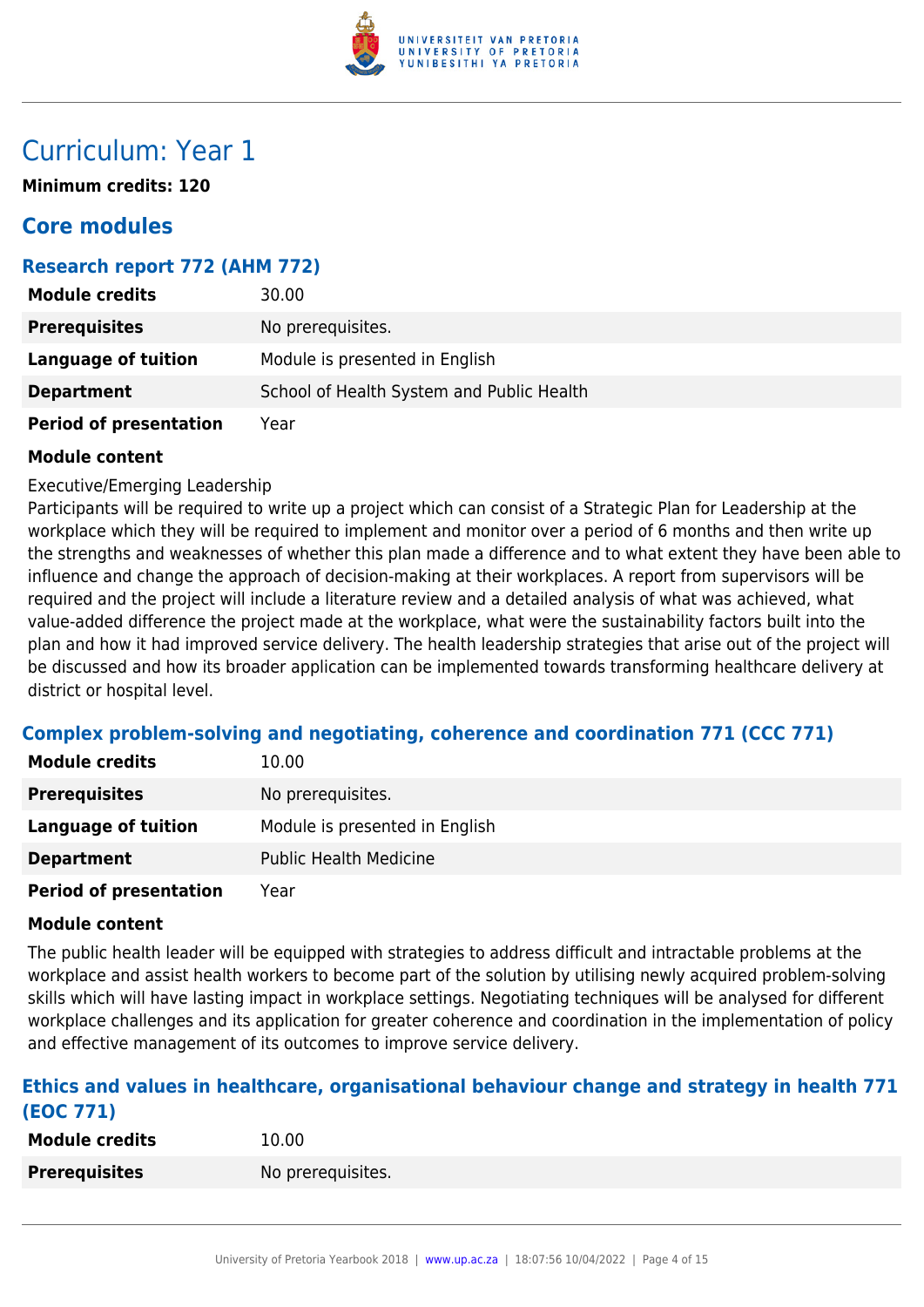# Curriculum: Year 1

**Minimum credits: 120**

## Core modules

### Research report 772 (AHM 772)

| | |
|---|---|
| **Module credits** | 30.00 |
| **Prerequisites** | No prerequisites. |
| **Language of tuition** | Module is presented in English |
| **Department** | School of Health System and Public Health |
| **Period of presentation** | Year |

**Module content**

Executive/Emerging Leadership
Participants will be required to write up a project which can consist of a Strategic Plan for Leadership at the workplace which they will be required to implement and monitor over a period of 6 months and then write up the strengths and weaknesses of whether this plan made a difference and to what extent they have been able to influence and change the approach of decision-making at their workplaces. A report from supervisors will be required and the project will include a literature review and a detailed analysis of what was achieved, what value-added difference the project made at the workplace, what were the sustainability factors built into the plan and how it had improved service delivery. The health leadership strategies that arise out of the project will be discussed and how its broader application can be implemented towards transforming healthcare delivery at district or hospital level.

### Complex problem-solving and negotiating, coherence and coordination 771 (CCC 771)

| | |
|---|---|
| **Module credits** | 10.00 |
| **Prerequisites** | No prerequisites. |
| **Language of tuition** | Module is presented in English |
| **Department** | Public Health Medicine |
| **Period of presentation** | Year |

**Module content**

The public health leader will be equipped with strategies to address difficult and intractable problems at the workplace and assist health workers to become part of the solution by utilising newly acquired problem-solving skills which will have lasting impact in workplace settings. Negotiating techniques will be analysed for different workplace challenges and its application for greater coherence and coordination in the implementation of policy and effective management of its outcomes to improve service delivery.

### Ethics and values in healthcare, organisational behaviour change and strategy in health 771 (EOC 771)

| | |
|---|---|
| **Module credits** | 10.00 |
| **Prerequisites** | No prerequisites. |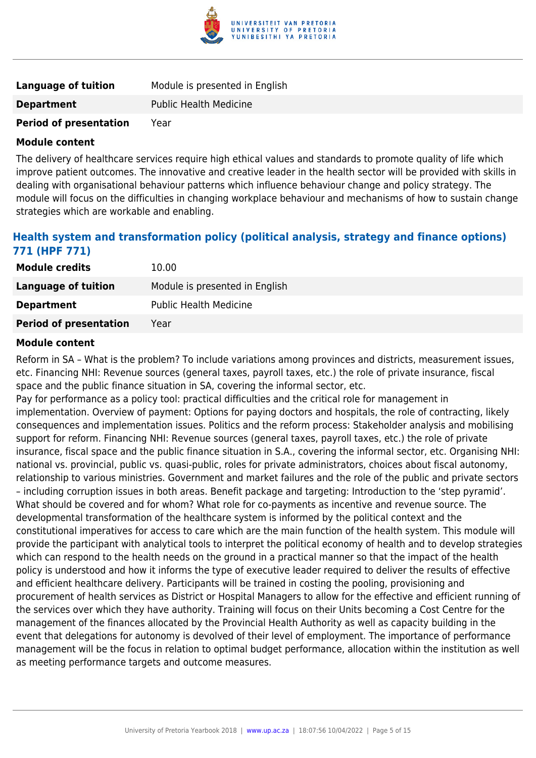| | |
|---|---|
| **Language of tuition** | Module is presented in English |
| **Department** | Public Health Medicine |
| **Period of presentation** | Year |

**Module content**

The delivery of healthcare services require high ethical values and standards to promote quality of life which improve patient outcomes. The innovative and creative leader in the health sector will be provided with skills in dealing with organisational behaviour patterns which influence behaviour change and policy strategy. The module will focus on the difficulties in changing workplace behaviour and mechanisms of how to sustain change strategies which are workable and enabling.

### Health system and transformation policy (political analysis, strategy and finance options) 771 (HPF 771)

| | |
|---|---|
| **Module credits** | 10.00 |
| **Language of tuition** | Module is presented in English |
| **Department** | Public Health Medicine |
| **Period of presentation** | Year |

**Module content**

Reform in SA – What is the problem? To include variations among provinces and districts, measurement issues, etc. Financing NHI: Revenue sources (general taxes, payroll taxes, etc.) the role of private insurance, fiscal space and the public finance situation in SA, covering the informal sector, etc.
Pay for performance as a policy tool: practical difficulties and the critical role for management in implementation. Overview of payment: Options for paying doctors and hospitals, the role of contracting, likely consequences and implementation issues. Politics and the reform process: Stakeholder analysis and mobilising support for reform. Financing NHI: Revenue sources (general taxes, payroll taxes, etc.) the role of private insurance, fiscal space and the public finance situation in S.A., covering the informal sector, etc. Organising NHI: national vs. provincial, public vs. quasi-public, roles for private administrators, choices about fiscal autonomy, relationship to various ministries. Government and market failures and the role of the public and private sectors – including corruption issues in both areas. Benefit package and targeting: Introduction to the 'step pyramid'. What should be covered and for whom? What role for co-payments as incentive and revenue source. The developmental transformation of the healthcare system is informed by the political context and the constitutional imperatives for access to care which are the main function of the health system. This module will provide the participant with analytical tools to interpret the political economy of health and to develop strategies which can respond to the health needs on the ground in a practical manner so that the impact of the health policy is understood and how it informs the type of executive leader required to deliver the results of effective and efficient healthcare delivery. Participants will be trained in costing the pooling, provisioning and procurement of health services as District or Hospital Managers to allow for the effective and efficient running of the services over which they have authority. Training will focus on their Units becoming a Cost Centre for the management of the finances allocated by the Provincial Health Authority as well as capacity building in the event that delegations for autonomy is devolved of their level of employment. The importance of performance management will be the focus in relation to optimal budget performance, allocation within the institution as well as meeting performance targets and outcome measures.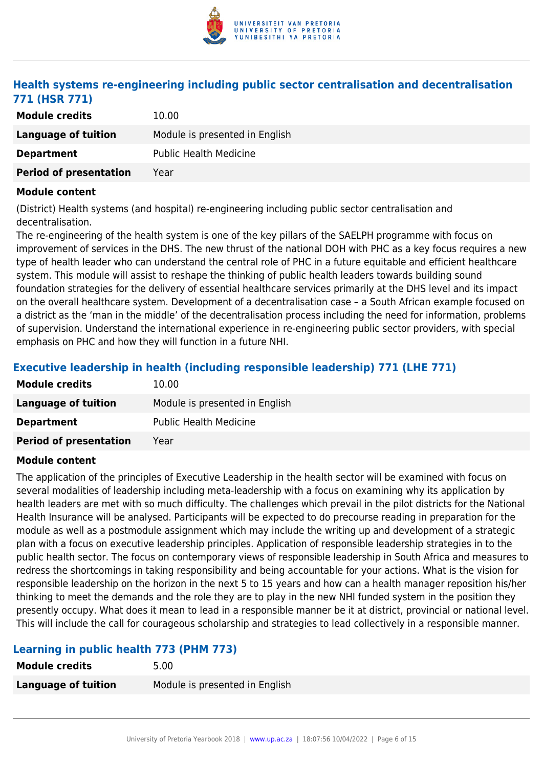### Health systems re-engineering including public sector centralisation and decentralisation 771 (HSR 771)

| | |
|---|---|
| **Module credits** | 10.00 |
| **Language of tuition** | Module is presented in English |
| **Department** | Public Health Medicine |
| **Period of presentation** | Year |

**Module content**

(District) Health systems (and hospital) re-engineering including public sector centralisation and decentralisation.
The re-engineering of the health system is one of the key pillars of the SAELPH programme with focus on improvement of services in the DHS. The new thrust of the national DOH with PHC as a key focus requires a new type of health leader who can understand the central role of PHC in a future equitable and efficient healthcare system. This module will assist to reshape the thinking of public health leaders towards building sound foundation strategies for the delivery of essential healthcare services primarily at the DHS level and its impact on the overall healthcare system. Development of a decentralisation case – a South African example focused on a district as the 'man in the middle' of the decentralisation process including the need for information, problems of supervision. Understand the international experience in re-engineering public sector providers, with special emphasis on PHC and how they will function in a future NHI.

### Executive leadership in health (including responsible leadership) 771 (LHE 771)

| | |
|---|---|
| **Module credits** | 10.00 |
| **Language of tuition** | Module is presented in English |
| **Department** | Public Health Medicine |
| **Period of presentation** | Year |

**Module content**

The application of the principles of Executive Leadership in the health sector will be examined with focus on several modalities of leadership including meta-leadership with a focus on examining why its application by health leaders are met with so much difficulty. The challenges which prevail in the pilot districts for the National Health Insurance will be analysed. Participants will be expected to do precourse reading in preparation for the module as well as a postmodule assignment which may include the writing up and development of a strategic plan with a focus on executive leadership principles. Application of responsible leadership strategies in to the public health sector. The focus on contemporary views of responsible leadership in South Africa and measures to redress the shortcomings in taking responsibility and being accountable for your actions. What is the vision for responsible leadership on the horizon in the next 5 to 15 years and how can a health manager reposition his/her thinking to meet the demands and the role they are to play in the new NHI funded system in the position they presently occupy. What does it mean to lead in a responsible manner be it at district, provincial or national level. This will include the call for courageous scholarship and strategies to lead collectively in a responsible manner.

### Learning in public health 773 (PHM 773)

| | |
|---|---|
| **Module credits** | 5.00 |
| **Language of tuition** | Module is presented in English |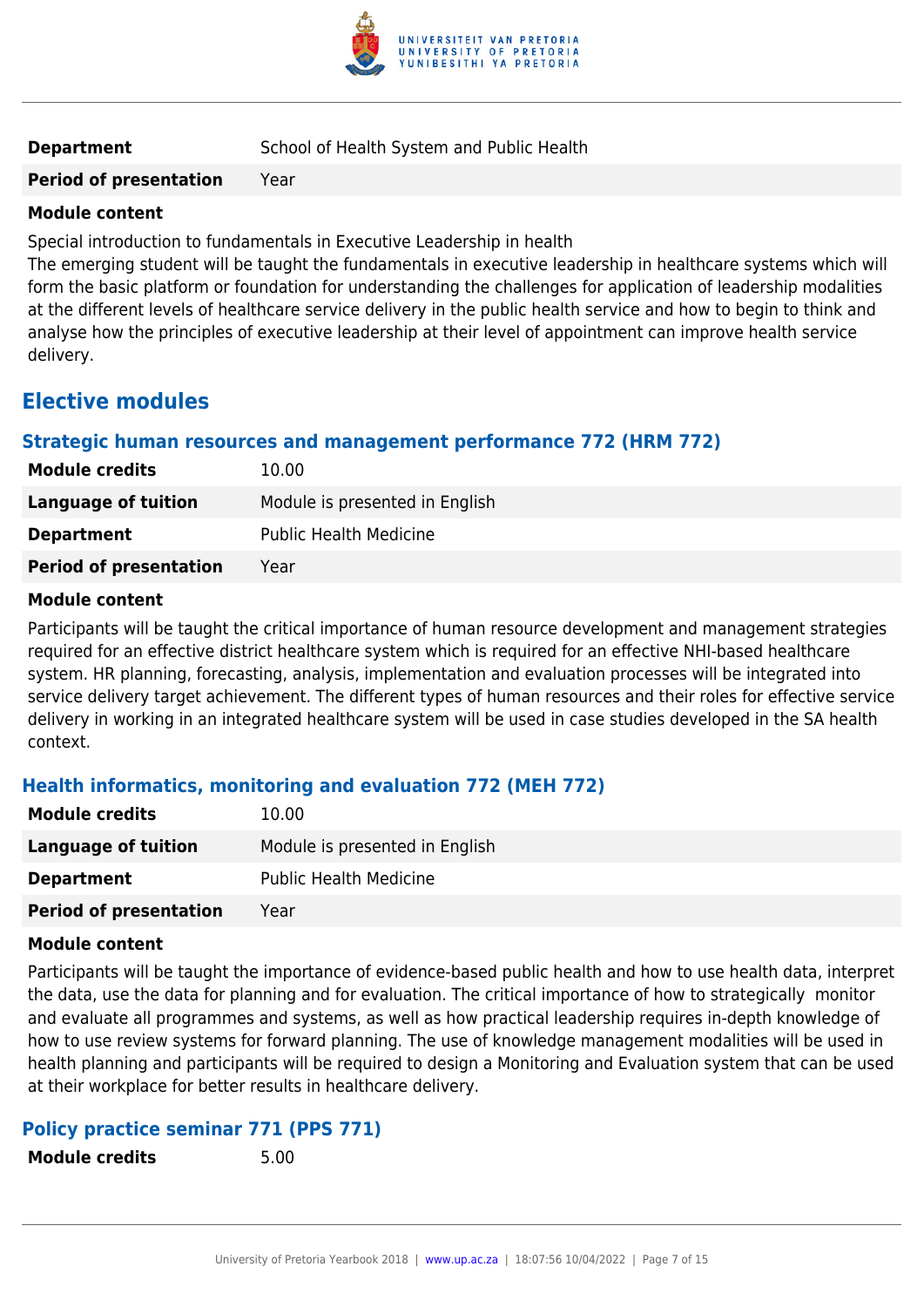| | |
|---|---|
| **Department** | School of Health System and Public Health |
| **Period of presentation** | Year |

**Module content**

Special introduction to fundamentals in Executive Leadership in health
The emerging student will be taught the fundamentals in executive leadership in healthcare systems which will form the basic platform or foundation for understanding the challenges for application of leadership modalities at the different levels of healthcare service delivery in the public health service and how to begin to think and analyse how the principles of executive leadership at their level of appointment can improve health service delivery.

## Elective modules

### Strategic human resources and management performance 772 (HRM 772)

| | |
|---|---|
| **Module credits** | 10.00 |
| **Language of tuition** | Module is presented in English |
| **Department** | Public Health Medicine |
| **Period of presentation** | Year |

**Module content**

Participants will be taught the critical importance of human resource development and management strategies required for an effective district healthcare system which is required for an effective NHI-based healthcare system. HR planning, forecasting, analysis, implementation and evaluation processes will be integrated into service delivery target achievement. The different types of human resources and their roles for effective service delivery in working in an integrated healthcare system will be used in case studies developed in the SA health context.

### Health informatics, monitoring and evaluation 772 (MEH 772)

| | |
|---|---|
| **Module credits** | 10.00 |
| **Language of tuition** | Module is presented in English |
| **Department** | Public Health Medicine |
| **Period of presentation** | Year |

**Module content**

Participants will be taught the importance of evidence-based public health and how to use health data, interpret the data, use the data for planning and for evaluation. The critical importance of how to strategically monitor and evaluate all programmes and systems, as well as how practical leadership requires in-depth knowledge of how to use review systems for forward planning. The use of knowledge management modalities will be used in health planning and participants will be required to design a Monitoring and Evaluation system that can be used at their workplace for better results in healthcare delivery.

### Policy practice seminar 771 (PPS 771)

| | |
|---|---|
| **Module credits** | 5.00 |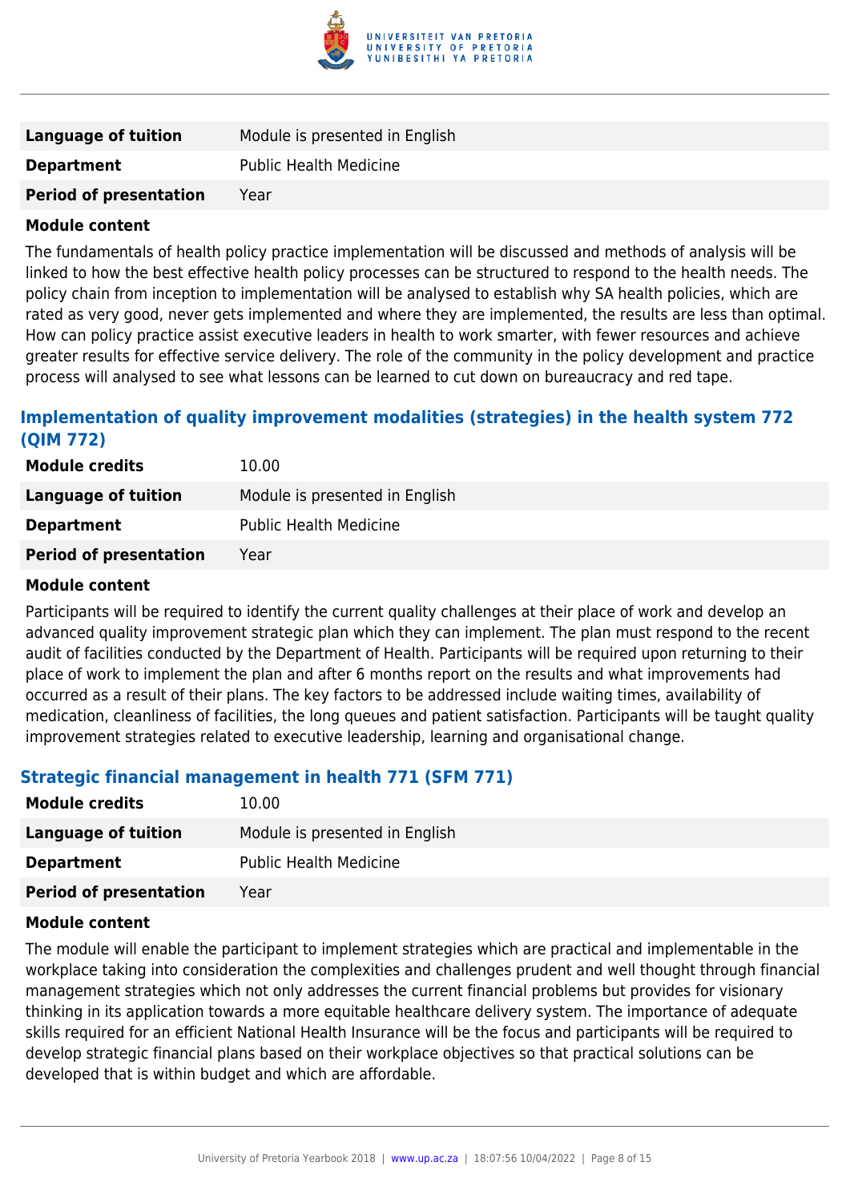| | |
|---|---|
| **Language of tuition** | Module is presented in English |
| **Department** | Public Health Medicine |
| **Period of presentation** | Year |

**Module content**

The fundamentals of health policy practice implementation will be discussed and methods of analysis will be linked to how the best effective health policy processes can be structured to respond to the health needs. The policy chain from inception to implementation will be analysed to establish why SA health policies, which are rated as very good, never gets implemented and where they are implemented, the results are less than optimal. How can policy practice assist executive leaders in health to work smarter, with fewer resources and achieve greater results for effective service delivery. The role of the community in the policy development and practice process will analysed to see what lessons can be learned to cut down on bureaucracy and red tape.

### Implementation of quality improvement modalities (strategies) in the health system 772 (QIM 772)

| | |
|---|---|
| **Module credits** | 10.00 |
| **Language of tuition** | Module is presented in English |
| **Department** | Public Health Medicine |
| **Period of presentation** | Year |

**Module content**

Participants will be required to identify the current quality challenges at their place of work and develop an advanced quality improvement strategic plan which they can implement. The plan must respond to the recent audit of facilities conducted by the Department of Health. Participants will be required upon returning to their place of work to implement the plan and after 6 months report on the results and what improvements had occurred as a result of their plans. The key factors to be addressed include waiting times, availability of medication, cleanliness of facilities, the long queues and patient satisfaction. Participants will be taught quality improvement strategies related to executive leadership, learning and organisational change.

### Strategic financial management in health 771 (SFM 771)

| | |
|---|---|
| **Module credits** | 10.00 |
| **Language of tuition** | Module is presented in English |
| **Department** | Public Health Medicine |
| **Period of presentation** | Year |

**Module content**

The module will enable the participant to implement strategies which are practical and implementable in the workplace taking into consideration the complexities and challenges prudent and well thought through financial management strategies which not only addresses the current financial problems but provides for visionary thinking in its application towards a more equitable healthcare delivery system. The importance of adequate skills required for an efficient National Health Insurance will be the focus and participants will be required to develop strategic financial plans based on their workplace objectives so that practical solutions can be developed that is within budget and which are affordable.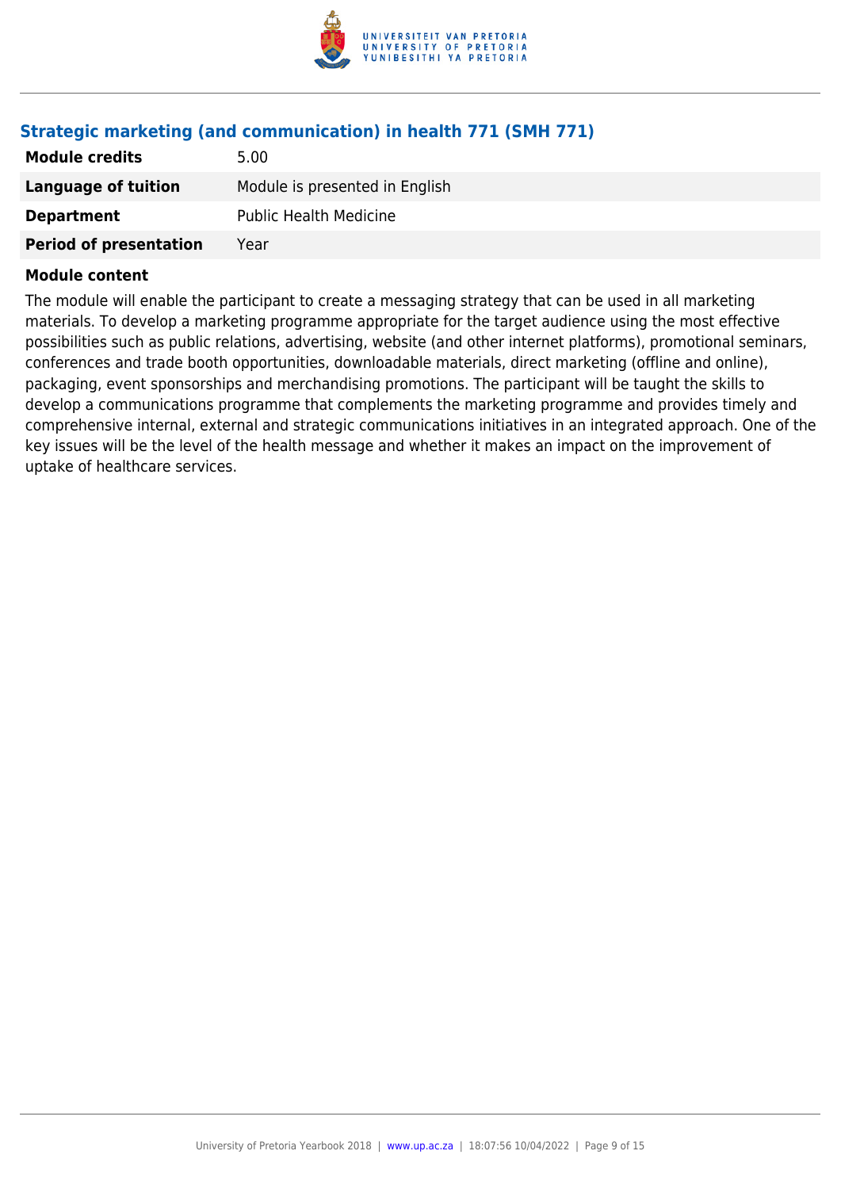### Strategic marketing (and communication) in health 771 (SMH 771)

| | |
|---|---|
| **Module credits** | 5.00 |
| **Language of tuition** | Module is presented in English |
| **Department** | Public Health Medicine |
| **Period of presentation** | Year |

**Module content**

The module will enable the participant to create a messaging strategy that can be used in all marketing materials. To develop a marketing programme appropriate for the target audience using the most effective possibilities such as public relations, advertising, website (and other internet platforms), promotional seminars, conferences and trade booth opportunities, downloadable materials, direct marketing (offline and online), packaging, event sponsorships and merchandising promotions. The participant will be taught the skills to develop a communications programme that complements the marketing programme and provides timely and comprehensive internal, external and strategic communications initiatives in an integrated approach. One of the key issues will be the level of the health message and whether it makes an impact on the improvement of uptake of healthcare services.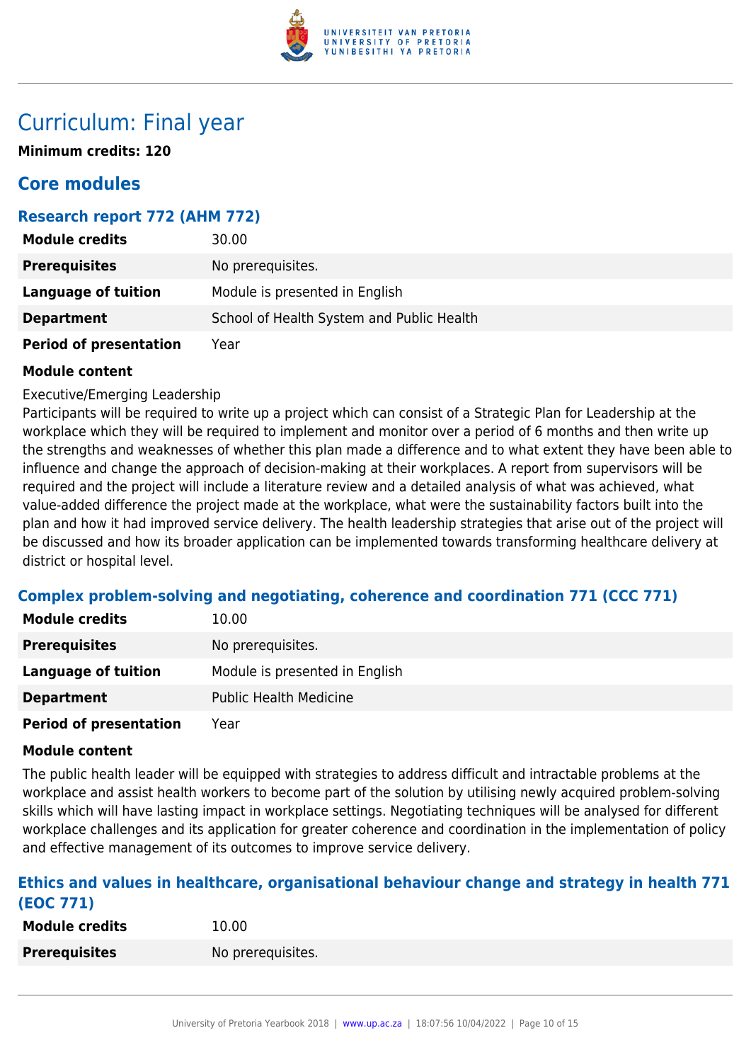# Curriculum: Final year

**Minimum credits: 120**

## Core modules

### Research report 772 (AHM 772)

| | |
|---|---|
| **Module credits** | 30.00 |
| **Prerequisites** | No prerequisites. |
| **Language of tuition** | Module is presented in English |
| **Department** | School of Health System and Public Health |
| **Period of presentation** | Year |

**Module content**

Executive/Emerging Leadership
Participants will be required to write up a project which can consist of a Strategic Plan for Leadership at the workplace which they will be required to implement and monitor over a period of 6 months and then write up the strengths and weaknesses of whether this plan made a difference and to what extent they have been able to influence and change the approach of decision-making at their workplaces. A report from supervisors will be required and the project will include a literature review and a detailed analysis of what was achieved, what value-added difference the project made at the workplace, what were the sustainability factors built into the plan and how it had improved service delivery. The health leadership strategies that arise out of the project will be discussed and how its broader application can be implemented towards transforming healthcare delivery at district or hospital level.

### Complex problem-solving and negotiating, coherence and coordination 771 (CCC 771)

| | |
|---|---|
| **Module credits** | 10.00 |
| **Prerequisites** | No prerequisites. |
| **Language of tuition** | Module is presented in English |
| **Department** | Public Health Medicine |
| **Period of presentation** | Year |

**Module content**

The public health leader will be equipped with strategies to address difficult and intractable problems at the workplace and assist health workers to become part of the solution by utilising newly acquired problem-solving skills which will have lasting impact in workplace settings. Negotiating techniques will be analysed for different workplace challenges and its application for greater coherence and coordination in the implementation of policy and effective management of its outcomes to improve service delivery.

### Ethics and values in healthcare, organisational behaviour change and strategy in health 771 (EOC 771)

| | |
|---|---|
| **Module credits** | 10.00 |
| **Prerequisites** | No prerequisites. |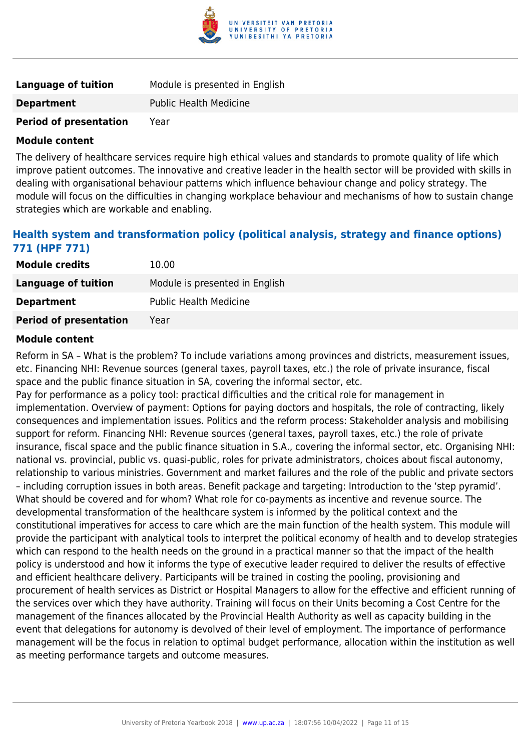| | |
|---|---|
| **Language of tuition** | Module is presented in English |
| **Department** | Public Health Medicine |
| **Period of presentation** | Year |

**Module content**

The delivery of healthcare services require high ethical values and standards to promote quality of life which improve patient outcomes. The innovative and creative leader in the health sector will be provided with skills in dealing with organisational behaviour patterns which influence behaviour change and policy strategy. The module will focus on the difficulties in changing workplace behaviour and mechanisms of how to sustain change strategies which are workable and enabling.

### Health system and transformation policy (political analysis, strategy and finance options) 771 (HPF 771)

| | |
|---|---|
| **Module credits** | 10.00 |
| **Language of tuition** | Module is presented in English |
| **Department** | Public Health Medicine |
| **Period of presentation** | Year |

**Module content**

Reform in SA – What is the problem? To include variations among provinces and districts, measurement issues, etc. Financing NHI: Revenue sources (general taxes, payroll taxes, etc.) the role of private insurance, fiscal space and the public finance situation in SA, covering the informal sector, etc.
Pay for performance as a policy tool: practical difficulties and the critical role for management in implementation. Overview of payment: Options for paying doctors and hospitals, the role of contracting, likely consequences and implementation issues. Politics and the reform process: Stakeholder analysis and mobilising support for reform. Financing NHI: Revenue sources (general taxes, payroll taxes, etc.) the role of private insurance, fiscal space and the public finance situation in S.A., covering the informal sector, etc. Organising NHI: national vs. provincial, public vs. quasi-public, roles for private administrators, choices about fiscal autonomy, relationship to various ministries. Government and market failures and the role of the public and private sectors – including corruption issues in both areas. Benefit package and targeting: Introduction to the 'step pyramid'. What should be covered and for whom? What role for co-payments as incentive and revenue source. The developmental transformation of the healthcare system is informed by the political context and the constitutional imperatives for access to care which are the main function of the health system. This module will provide the participant with analytical tools to interpret the political economy of health and to develop strategies which can respond to the health needs on the ground in a practical manner so that the impact of the health policy is understood and how it informs the type of executive leader required to deliver the results of effective and efficient healthcare delivery. Participants will be trained in costing the pooling, provisioning and procurement of health services as District or Hospital Managers to allow for the effective and efficient running of the services over which they have authority. Training will focus on their Units becoming a Cost Centre for the management of the finances allocated by the Provincial Health Authority as well as capacity building in the event that delegations for autonomy is devolved of their level of employment. The importance of performance management will be the focus in relation to optimal budget performance, allocation within the institution as well as meeting performance targets and outcome measures.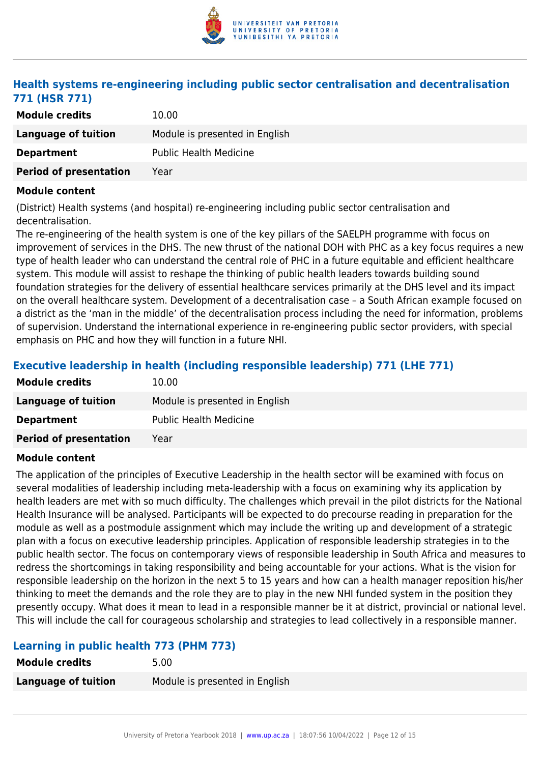### Health systems re-engineering including public sector centralisation and decentralisation 771 (HSR 771)

| Module credits | 10.00 |
|---|---|
| Language of tuition | Module is presented in English |
| Department | Public Health Medicine |
| Period of presentation | Year |

**Module content**

(District) Health systems (and hospital) re-engineering including public sector centralisation and decentralisation.

The re-engineering of the health system is one of the key pillars of the SAELPH programme with focus on improvement of services in the DHS. The new thrust of the national DOH with PHC as a key focus requires a new type of health leader who can understand the central role of PHC in a future equitable and efficient healthcare system. This module will assist to reshape the thinking of public health leaders towards building sound foundation strategies for the delivery of essential healthcare services primarily at the DHS level and its impact on the overall healthcare system. Development of a decentralisation case – a South African example focused on a district as the 'man in the middle' of the decentralisation process including the need for information, problems of supervision. Understand the international experience in re-engineering public sector providers, with special emphasis on PHC and how they will function in a future NHI.

### Executive leadership in health (including responsible leadership) 771 (LHE 771)

| Module credits | 10.00 |
|---|---|
| Language of tuition | Module is presented in English |
| Department | Public Health Medicine |
| Period of presentation | Year |

**Module content**

The application of the principles of Executive Leadership in the health sector will be examined with focus on several modalities of leadership including meta-leadership with a focus on examining why its application by health leaders are met with so much difficulty. The challenges which prevail in the pilot districts for the National Health Insurance will be analysed. Participants will be expected to do precourse reading in preparation for the module as well as a postmodule assignment which may include the writing up and development of a strategic plan with a focus on executive leadership principles. Application of responsible leadership strategies in to the public health sector. The focus on contemporary views of responsible leadership in South Africa and measures to redress the shortcomings in taking responsibility and being accountable for your actions. What is the vision for responsible leadership on the horizon in the next 5 to 15 years and how can a health manager reposition his/her thinking to meet the demands and the role they are to play in the new NHI funded system in the position they presently occupy. What does it mean to lead in a responsible manner be it at district, provincial or national level. This will include the call for courageous scholarship and strategies to lead collectively in a responsible manner.

### Learning in public health 773 (PHM 773)

| Module credits | 5.00 |
|---|---|
| Language of tuition | Module is presented in English |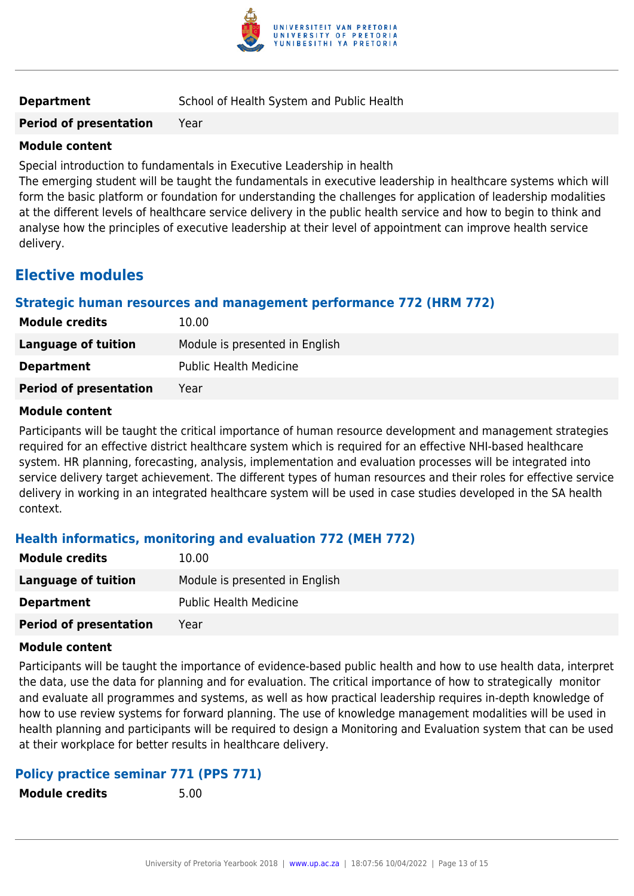| | |
|---|---|
| **Department** | School of Health System and Public Health |
| **Period of presentation** | Year |

**Module content**

Special introduction to fundamentals in Executive Leadership in health
The emerging student will be taught the fundamentals in executive leadership in healthcare systems which will form the basic platform or foundation for understanding the challenges for application of leadership modalities at the different levels of healthcare service delivery in the public health service and how to begin to think and analyse how the principles of executive leadership at their level of appointment can improve health service delivery.

## Elective modules

### Strategic human resources and management performance 772 (HRM 772)

| | |
|---|---|
| **Module credits** | 10.00 |
| **Language of tuition** | Module is presented in English |
| **Department** | Public Health Medicine |
| **Period of presentation** | Year |

**Module content**

Participants will be taught the critical importance of human resource development and management strategies required for an effective district healthcare system which is required for an effective NHI-based healthcare system. HR planning, forecasting, analysis, implementation and evaluation processes will be integrated into service delivery target achievement. The different types of human resources and their roles for effective service delivery in working in an integrated healthcare system will be used in case studies developed in the SA health context.

### Health informatics, monitoring and evaluation 772 (MEH 772)

| | |
|---|---|
| **Module credits** | 10.00 |
| **Language of tuition** | Module is presented in English |
| **Department** | Public Health Medicine |
| **Period of presentation** | Year |

**Module content**

Participants will be taught the importance of evidence-based public health and how to use health data, interpret the data, use the data for planning and for evaluation. The critical importance of how to strategically monitor and evaluate all programmes and systems, as well as how practical leadership requires in-depth knowledge of how to use review systems for forward planning. The use of knowledge management modalities will be used in health planning and participants will be required to design a Monitoring and Evaluation system that can be used at their workplace for better results in healthcare delivery.

### Policy practice seminar 771 (PPS 771)

| | |
|---|---|
| **Module credits** | 5.00 |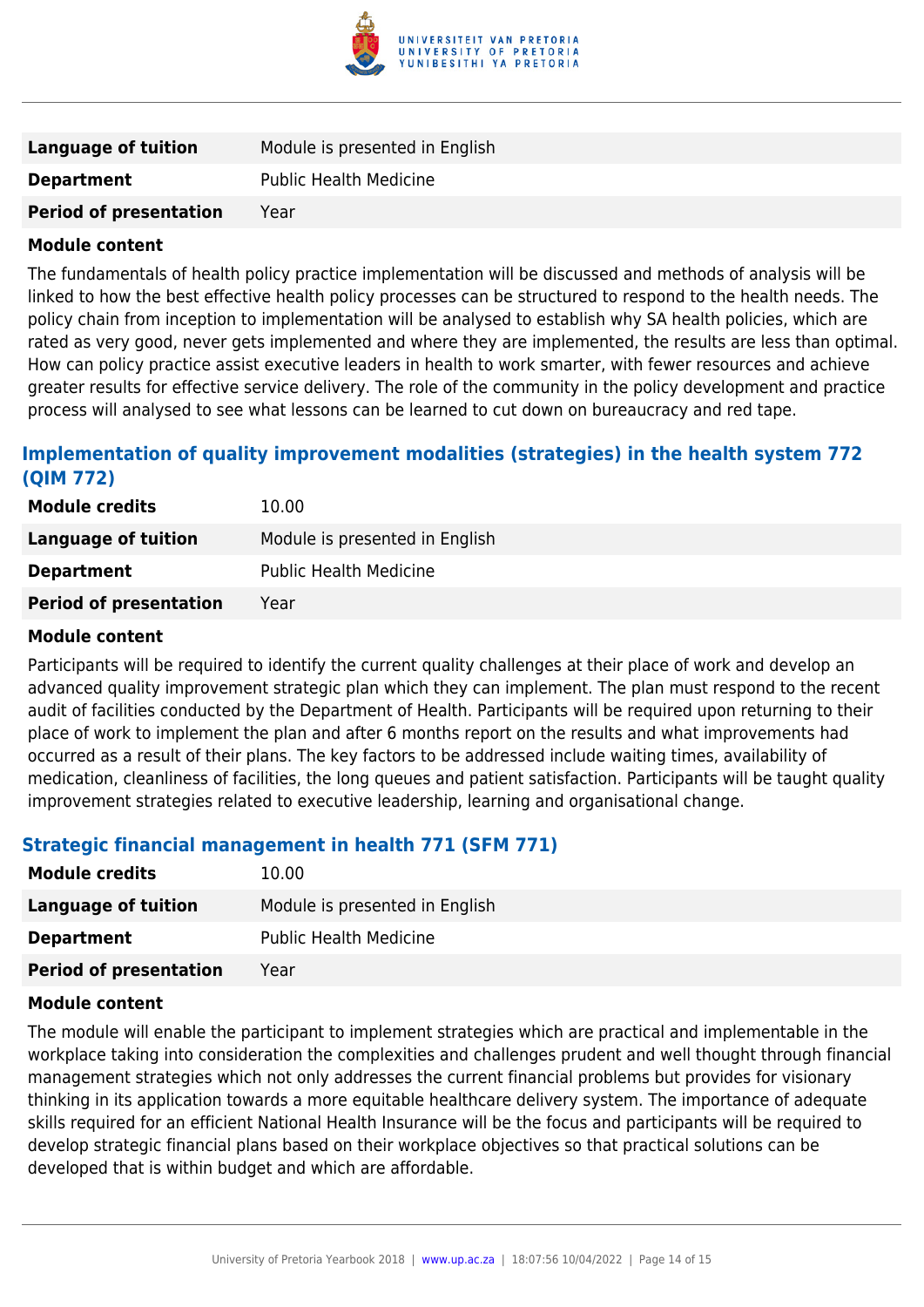| | |
|---|---|
| **Language of tuition** | Module is presented in English |
| **Department** | Public Health Medicine |
| **Period of presentation** | Year |

**Module content**

The fundamentals of health policy practice implementation will be discussed and methods of analysis will be linked to how the best effective health policy processes can be structured to respond to the health needs. The policy chain from inception to implementation will be analysed to establish why SA health policies, which are rated as very good, never gets implemented and where they are implemented, the results are less than optimal. How can policy practice assist executive leaders in health to work smarter, with fewer resources and achieve greater results for effective service delivery. The role of the community in the policy development and practice process will analysed to see what lessons can be learned to cut down on bureaucracy and red tape.

### Implementation of quality improvement modalities (strategies) in the health system 772 (QIM 772)

| | |
|---|---|
| **Module credits** | 10.00 |
| **Language of tuition** | Module is presented in English |
| **Department** | Public Health Medicine |
| **Period of presentation** | Year |

**Module content**

Participants will be required to identify the current quality challenges at their place of work and develop an advanced quality improvement strategic plan which they can implement. The plan must respond to the recent audit of facilities conducted by the Department of Health. Participants will be required upon returning to their place of work to implement the plan and after 6 months report on the results and what improvements had occurred as a result of their plans. The key factors to be addressed include waiting times, availability of medication, cleanliness of facilities, the long queues and patient satisfaction. Participants will be taught quality improvement strategies related to executive leadership, learning and organisational change.

### Strategic financial management in health 771 (SFM 771)

| | |
|---|---|
| **Module credits** | 10.00 |
| **Language of tuition** | Module is presented in English |
| **Department** | Public Health Medicine |
| **Period of presentation** | Year |

**Module content**

The module will enable the participant to implement strategies which are practical and implementable in the workplace taking into consideration the complexities and challenges prudent and well thought through financial management strategies which not only addresses the current financial problems but provides for visionary thinking in its application towards a more equitable healthcare delivery system. The importance of adequate skills required for an efficient National Health Insurance will be the focus and participants will be required to develop strategic financial plans based on their workplace objectives so that practical solutions can be developed that is within budget and which are affordable.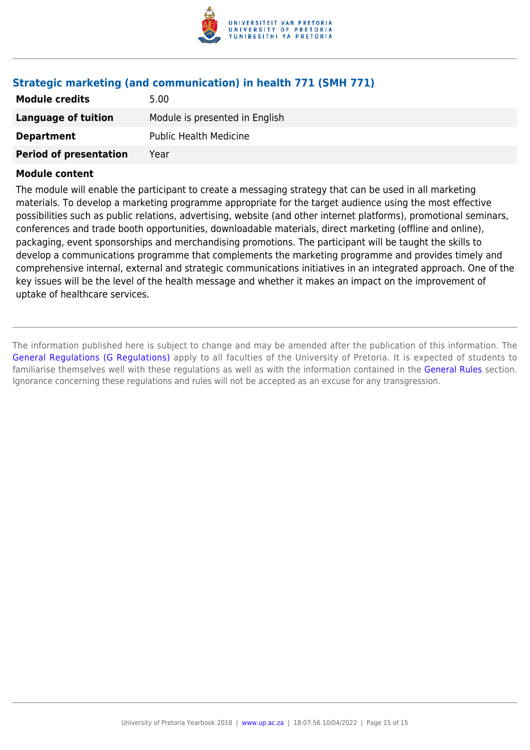### Strategic marketing (and communication) in health 771 (SMH 771)

| | |
|---|---|
| **Module credits** | 5.00 |
| **Language of tuition** | Module is presented in English |
| **Department** | Public Health Medicine |
| **Period of presentation** | Year |

**Module content**

The module will enable the participant to create a messaging strategy that can be used in all marketing materials. To develop a marketing programme appropriate for the target audience using the most effective possibilities such as public relations, advertising, website (and other internet platforms), promotional seminars, conferences and trade booth opportunities, downloadable materials, direct marketing (offline and online), packaging, event sponsorships and merchandising promotions. The participant will be taught the skills to develop a communications programme that complements the marketing programme and provides timely and comprehensive internal, external and strategic communications initiatives in an integrated approach. One of the key issues will be the level of the health message and whether it makes an impact on the improvement of uptake of healthcare services.

---

The information published here is subject to change and may be amended after the publication of this information. The General Regulations (G Regulations) apply to all faculties of the University of Pretoria. It is expected of students to familiarise themselves well with these regulations as well as with the information contained in the General Rules section. Ignorance concerning these regulations and rules will not be accepted as an excuse for any transgression.